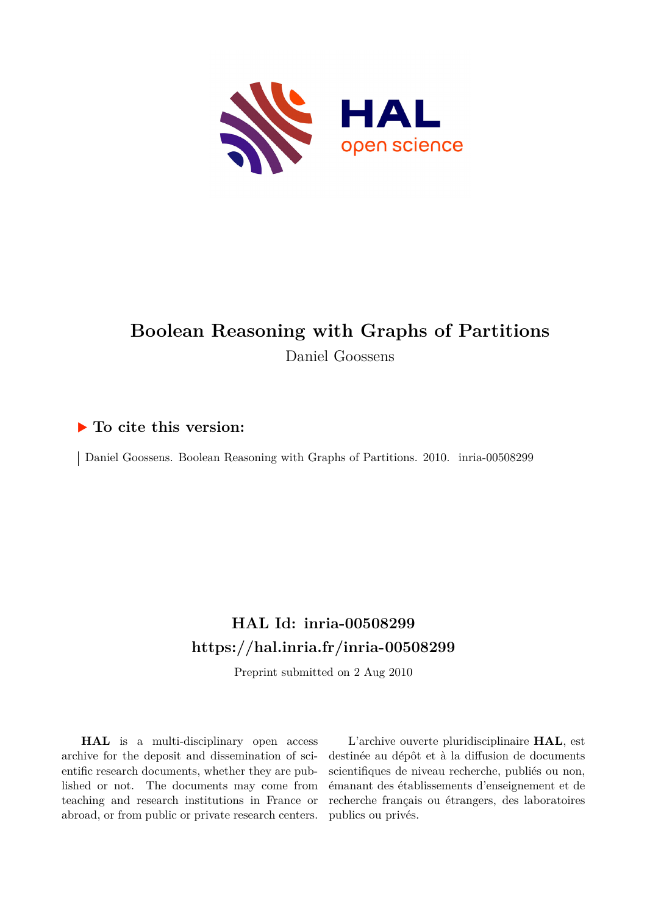# Boolean Reasoning with Graphs of Partitions

Daniel Goossens

**To cite this version:**

Daniel Goossens. Boolean Reasoning with Graphs of Partitions. 2010. inria-00508299

## HAL Id: inria-00508299

## https://hal.inria.fr/inria-00508299

Preprint submitted on 2 Aug 2010

**HAL** is a multi-disciplinary open access archive for the deposit and dissemination of scientific research documents, whether they are published or not. The documents may come from teaching and research institutions in France or abroad, or from public or private research centers.

L'archive ouverte pluridisciplinaire **HAL**, est destinée au dépôt et à la diffusion de documents scientifiques de niveau recherche, publiés ou non, émanant des établissements d'enseignement et de recherche français ou étrangers, des laboratoires publics ou privés.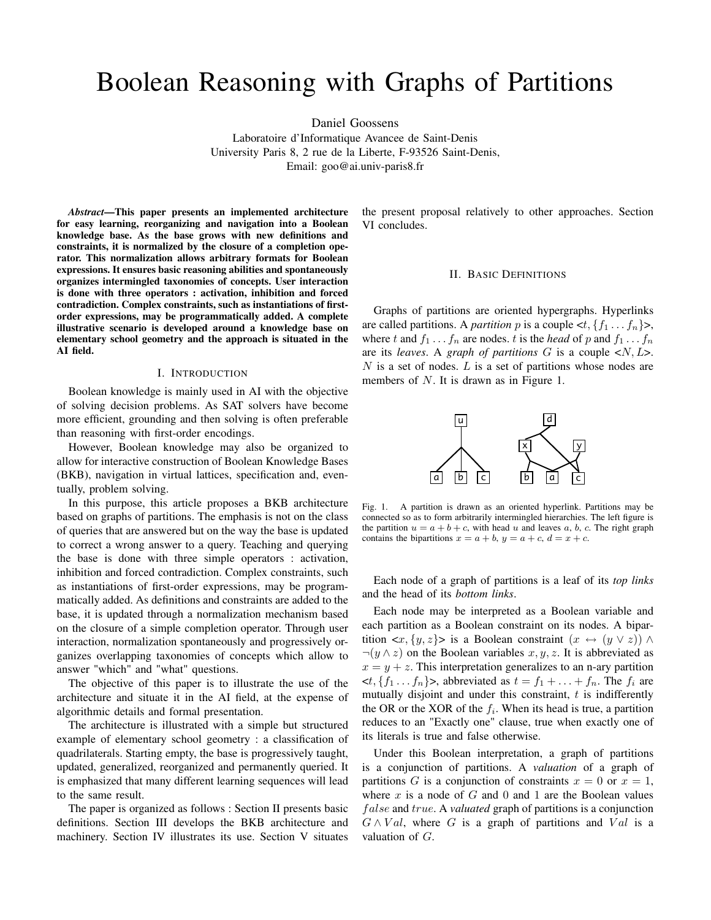# Boolean Reasoning with Graphs of Partitions

Daniel Goossens
Laboratoire d'Informatique Avancee de Saint-Denis
University Paris 8, 2 rue de la Liberte, F-93526 Saint-Denis,
Email: goo@ai.univ-paris8.fr

***Abstract*—This paper presents an implemented architecture for easy learning, reorganizing and navigation into a Boolean knowledge base. As the base grows with new definitions and constraints, it is normalized by the closure of a completion operator. This normalization allows arbitrary formats for Boolean expressions. It ensures basic reasoning abilities and spontaneously organizes intermingled taxonomies of concepts. User interaction is done with three operators : activation, inhibition and forced contradiction. Complex constraints, such as instantiations of first-order expressions, may be programmatically added. A complete illustrative scenario is developed around a knowledge base on elementary school geometry and the approach is situated in the AI field.**

## I. Introduction

Boolean knowledge is mainly used in AI with the objective of solving decision problems. As SAT solvers have become more efficient, grounding and then solving is often preferable than reasoning with first-order encodings.

However, Boolean knowledge may also be organized to allow for interactive construction of Boolean Knowledge Bases (BKB), navigation in virtual lattices, specification and, eventually, problem solving.

In this purpose, this article proposes a BKB architecture based on graphs of partitions. The emphasis is not on the class of queries that are answered but on the way the base is updated to correct a wrong answer to a query. Teaching and querying the base is done with three simple operators : activation, inhibition and forced contradiction. Complex constraints, such as instantiations of first-order expressions, may be programmatically added. As definitions and constraints are added to the base, it is updated through a normalization mechanism based on the closure of a simple completion operator. Through user interaction, normalization spontaneously and progressively organizes overlapping taxonomies of concepts which allow to answer "which" and "what" questions.

The objective of this paper is to illustrate the use of the architecture and situate it in the AI field, at the expense of algorithmic details and formal presentation.

The architecture is illustrated with a simple but structured example of elementary school geometry : a classification of quadrilaterals. Starting empty, the base is progressively taught, updated, generalized, reorganized and permanently queried. It is emphasized that many different learning sequences will lead to the same result.

The paper is organized as follows : Section II presents basic definitions. Section III develops the BKB architecture and machinery. Section IV illustrates its use. Section V situates the present proposal relatively to other approaches. Section VI concludes.

## II. Basic Definitions

Graphs of partitions are oriented hypergraphs. Hyperlinks are called partitions. A *partition* $p$ is a couple $<t, \{f_1 \ldots f_n\}>$, where $t$ and $f_1 \ldots f_n$ are nodes. $t$ is the *head* of $p$ and $f_1 \ldots f_n$ are its *leaves*. A *graph of partitions* $G$ is a couple $<N, L>$. $N$ is a set of nodes. $L$ is a set of partitions whose nodes are members of $N$. It is drawn as in Figure 1.

Fig. 1. A partition is drawn as an oriented hyperlink. Partitions may be connected so as to form arbitrarily intermingled hierarchies. The left figure is the partition $u = a + b + c$, with head $u$ and leaves $a$, $b$, $c$. The right graph contains the bipartitions $x = a + b$, $y = a + c$, $d = x + c$.

Each node of a graph of partitions is a leaf of its *top links* and the head of its *bottom links*.

Each node may be interpreted as a Boolean variable and each partition as a Boolean constraint on its nodes. A bipartition $<x, \{y, z\}>$ is a Boolean constraint $(x \leftrightarrow (y \vee z)) \wedge \neg(y \wedge z)$ on the Boolean variables $x, y, z$. It is abbreviated as $x = y + z$. This interpretation generalizes to an n-ary partition $<t, \{f_1 \ldots f_n\}>$, abbreviated as $t = f_1 + \ldots + f_n$. The $f_i$ are mutually disjoint and under this constraint, $t$ is indifferently the OR or the XOR of the $f_i$. When its head is true, a partition reduces to an "Exactly one" clause, true when exactly one of its literals is true and false otherwise.

Under this Boolean interpretation, a graph of partitions is a conjunction of partitions. A *valuation* of a graph of partitions $G$ is a conjunction of constraints $x = 0$ or $x = 1$, where $x$ is a node of $G$ and 0 and 1 are the Boolean values $false$ and $true$. A *valuated* graph of partitions is a conjunction $G \wedge Val$, where $G$ is a graph of partitions and $Val$ is a valuation of $G$.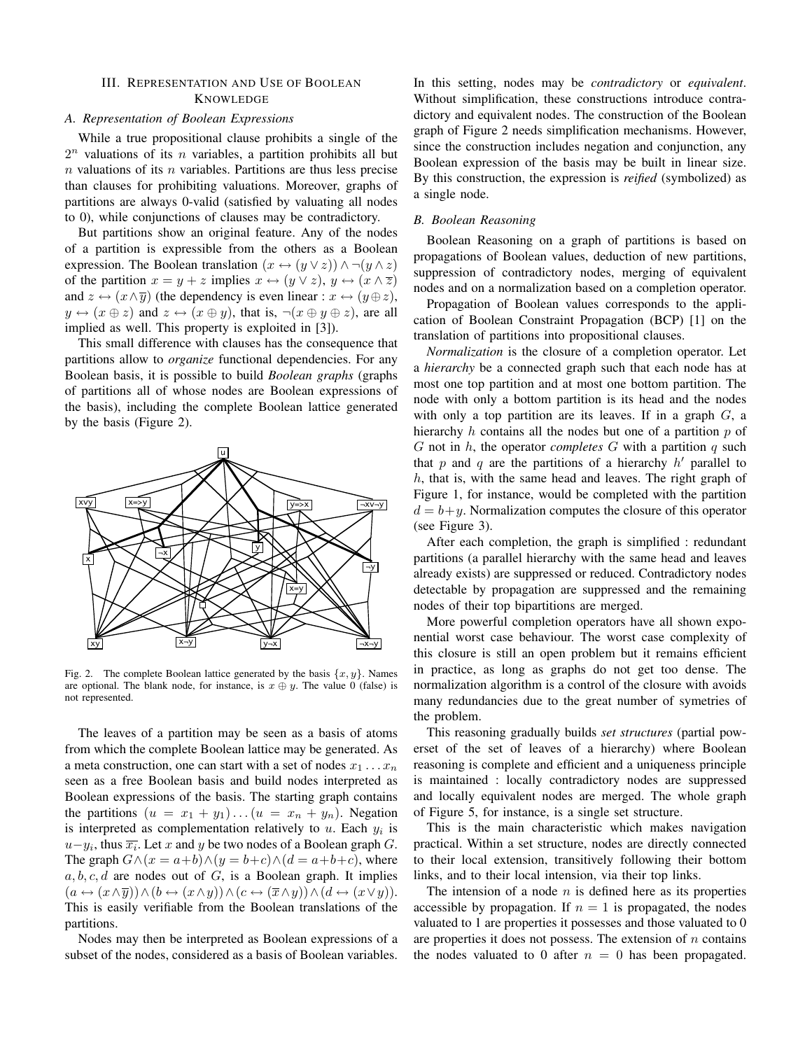## III. Representation and Use of Boolean Knowledge

### A. Representation of Boolean Expressions

While a true propositional clause prohibits a single of the $2^n$ valuations of its $n$ variables, a partition prohibits all but $n$ valuations of its $n$ variables. Partitions are thus less precise than clauses for prohibiting valuations. Moreover, graphs of partitions are always 0-valid (satisfied by valuating all nodes to 0), while conjunctions of clauses may be contradictory.

But partitions show an original feature. Any of the nodes of a partition is expressible from the others as a Boolean expression. The Boolean translation $(x \leftrightarrow (y \vee z)) \wedge \neg(y \wedge z)$ of the partition $x = y + z$ implies $x \leftrightarrow (y \vee z)$, $y \leftrightarrow (x \wedge \overline{z})$ and $z \leftrightarrow (x \wedge \overline{y})$ (the dependency is even linear : $x \leftrightarrow (y \oplus z)$, $y \leftrightarrow (x \oplus z)$ and $z \leftrightarrow (x \oplus y)$, that is, $\neg(x \oplus y \oplus z)$, are all implied as well. This property is exploited in [3]).

This small difference with clauses has the consequence that partitions allow to *organize* functional dependencies. For any Boolean basis, it is possible to build *Boolean graphs* (graphs of partitions all of whose nodes are Boolean expressions of the basis), including the complete Boolean lattice generated by the basis (Figure 2).

Fig. 2. The complete Boolean lattice generated by the basis $\{x, y\}$. Names are optional. The blank node, for instance, is $x \oplus y$. The value 0 (false) is not represented.

The leaves of a partition may be seen as a basis of atoms from which the complete Boolean lattice may be generated. As a meta construction, one can start with a set of nodes $x_1 \dots x_n$ seen as a free Boolean basis and build nodes interpreted as Boolean expressions of the basis. The starting graph contains the partitions $(u = x_1 + y_1) \dots (u = x_n + y_n)$. Negation is interpreted as complementation relatively to $u$. Each $y_i$ is $u - y_i$, thus $\overline{x_i}$. Let $x$ and $y$ be two nodes of a Boolean graph $G$. The graph $G \wedge (x = a + b) \wedge (y = b + c) \wedge (d = a + b + c)$, where $a, b, c, d$ are nodes out of $G$, is a Boolean graph. It implies $(a \leftrightarrow (x \wedge \overline{y})) \wedge (b \leftrightarrow (x \wedge y)) \wedge (c \leftrightarrow (\overline{x} \wedge y)) \wedge (d \leftrightarrow (x \vee y))$. This is easily verifiable from the Boolean translations of the partitions.

Nodes may then be interpreted as Boolean expressions of a subset of the nodes, considered as a basis of Boolean variables. In this setting, nodes may be *contradictory* or *equivalent*. Without simplification, these constructions introduce contradictory and equivalent nodes. The construction of the Boolean graph of Figure 2 needs simplification mechanisms. However, since the construction includes negation and conjunction, any Boolean expression of the basis may be built in linear size. By this construction, the expression is *reified* (symbolized) as a single node.

### B. Boolean Reasoning

Boolean Reasoning on a graph of partitions is based on propagations of Boolean values, deduction of new partitions, suppression of contradictory nodes, merging of equivalent nodes and on a normalization based on a completion operator.

Propagation of Boolean values corresponds to the application of Boolean Constraint Propagation (BCP) [1] on the translation of partitions into propositional clauses.

*Normalization* is the closure of a completion operator. Let a *hierarchy* be a connected graph such that each node has at most one top partition and at most one bottom partition. The node with only a bottom partition is its head and the nodes with only a top partition are its leaves. If in a graph $G$, a hierarchy $h$ contains all the nodes but one of a partition $p$ of $G$ not in $h$, the operator *completes* $G$ with a partition $q$ such that $p$ and $q$ are the partitions of a hierarchy $h'$ parallel to $h$, that is, with the same head and leaves. The right graph of Figure 1, for instance, would be completed with the partition $d = b + y$. Normalization computes the closure of this operator (see Figure 3).

After each completion, the graph is simplified : redundant partitions (a parallel hierarchy with the same head and leaves already exists) are suppressed or reduced. Contradictory nodes detectable by propagation are suppressed and the remaining nodes of their top bipartitions are merged.

More powerful completion operators have all shown exponential worst case behaviour. The worst case complexity of this closure is still an open problem but it remains efficient in practice, as long as graphs do not get too dense. The normalization algorithm is a control of the closure with avoids many redundancies due to the great number of symetries of the problem.

This reasoning gradually builds *set structures* (partial powerset of the set of leaves of a hierarchy) where Boolean reasoning is complete and efficient and a uniqueness principle is maintained : locally contradictory nodes are suppressed and locally equivalent nodes are merged. The whole graph of Figure 5, for instance, is a single set structure.

This is the main characteristic which makes navigation practical. Within a set structure, nodes are directly connected to their local extension, transitively following their bottom links, and to their local intension, via their top links.

The intension of a node $n$ is defined here as its properties accessible by propagation. If $n = 1$ is propagated, the nodes valuated to 1 are properties it possesses and those valuated to 0 are properties it does not possess. The extension of $n$ contains the nodes valuated to 0 after $n = 0$ has been propagated.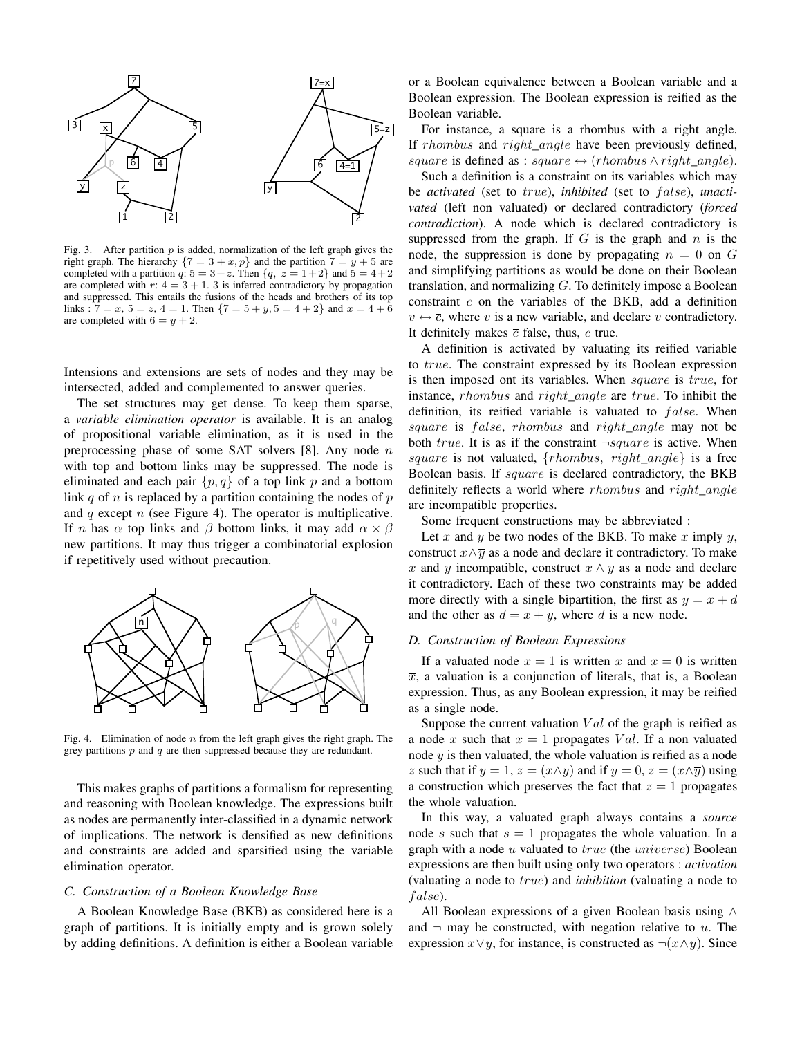Fig. 3. After partition $p$ is added, normalization of the left graph gives the right graph. The hierarchy $\{7 = 3 + x, p\}$ and the partition $7 = y + 5$ are completed with a partition $q$: $5 = 3 + z$. Then $\{q,\ z = 1 + 2\}$ and $5 = 4 + 2$ are completed with $r$: $4 = 3 + 1$. 3 is inferred contradictory by propagation and suppressed. This entails the fusions of the heads and brothers of its top links : $7 = x$, $5 = z$, $4 = 1$. Then $\{7 = 5 + y, 5 = 4 + 2\}$ and $x = 4 + 6$ are completed with $6 = y + 2$.

Intensions and extensions are sets of nodes and they may be intersected, added and complemented to answer queries.

The set structures may get dense. To keep them sparse, a *variable elimination operator* is available. It is an analog of propositional variable elimination, as it is used in the preprocessing phase of some SAT solvers [8]. Any node $n$ with top and bottom links may be suppressed. The node is eliminated and each pair $\{p, q\}$ of a top link $p$ and a bottom link $q$ of $n$ is replaced by a partition containing the nodes of $p$ and $q$ except $n$ (see Figure 4). The operator is multiplicative. If $n$ has $\alpha$ top links and $\beta$ bottom links, it may add $\alpha \times \beta$ new partitions. It may thus trigger a combinatorial explosion if repetitively used without precaution.

Fig. 4. Elimination of node $n$ from the left graph gives the right graph. The grey partitions $p$ and $q$ are then suppressed because they are redundant.

This makes graphs of partitions a formalism for representing and reasoning with Boolean knowledge. The expressions built as nodes are permanently inter-classified in a dynamic network of implications. The network is densified as new definitions and constraints are added and sparsified using the variable elimination operator.

### C. Construction of a Boolean Knowledge Base

A Boolean Knowledge Base (BKB) as considered here is a graph of partitions. It is initially empty and is grown solely by adding definitions. A definition is either a Boolean variable or a Boolean equivalence between a Boolean variable and a Boolean expression. The Boolean expression is reified as the Boolean variable.

For instance, a square is a rhombus with a right angle. If $rhombus$ and $right\_angle$ have been previously defined, $square$ is defined as : $square \leftrightarrow (rhombus \wedge right\_angle)$.

Such a definition is a constraint on its variables which may be *activated* (set to $true$), *inhibited* (set to $false$), *unactivated* (left non valuated) or declared contradictory (*forced contradiction*). A node which is declared contradictory is suppressed from the graph. If $G$ is the graph and $n$ is the node, the suppression is done by propagating $n = 0$ on $G$ and simplifying partitions as would be done on their Boolean translation, and normalizing $G$. To definitely impose a Boolean constraint $c$ on the variables of the BKB, add a definition $v \leftrightarrow \overline{c}$, where $v$ is a new variable, and declare $v$ contradictory. It definitely makes $\overline{c}$ false, thus, $c$ true.

A definition is activated by valuating its reified variable to $true$. The constraint expressed by its Boolean expression is then imposed ont its variables. When $square$ is $true$, for instance, $rhombus$ and $right\_angle$ are $true$. To inhibit the definition, its reified variable is valuated to $false$. When $square$ is $false$, $rhombus$ and $right\_angle$ may not be both $true$. It is as if the constraint $\neg square$ is active. When $square$ is not valuated, $\{rhombus,\ right\_angle\}$ is a free Boolean basis. If $square$ is declared contradictory, the BKB definitely reflects a world where $rhombus$ and $right\_angle$ are incompatible properties.

Some frequent constructions may be abbreviated :

Let $x$ and $y$ be two nodes of the BKB. To make $x$ imply $y$, construct $x \wedge \overline{y}$ as a node and declare it contradictory. To make $x$ and $y$ incompatible, construct $x \wedge y$ as a node and declare it contradictory. Each of these two constraints may be added more directly with a single bipartition, the first as $y = x + d$ and the other as $d = x + y$, where $d$ is a new node.

### D. Construction of Boolean Expressions

If a valuated node $x = 1$ is written $x$ and $x = 0$ is written $\overline{x}$, a valuation is a conjunction of literals, that is, a Boolean expression. Thus, as any Boolean expression, it may be reified as a single node.

Suppose the current valuation $Val$ of the graph is reified as a node $x$ such that $x = 1$ propagates $Val$. If a non valuated node $y$ is then valuated, the whole valuation is reified as a node $z$ such that if $y = 1$, $z = (x \wedge y)$ and if $y = 0$, $z = (x \wedge \overline{y})$ using a construction which preserves the fact that $z = 1$ propagates the whole valuation.

In this way, a valuated graph always contains a *source* node $s$ such that $s = 1$ propagates the whole valuation. In a graph with a node $u$ valuated to $true$ (the $universe$) Boolean expressions are then built using only two operators : *activation* (valuating a node to $true$) and *inhibition* (valuating a node to $false$).

All Boolean expressions of a given Boolean basis using $\wedge$ and $\neg$ may be constructed, with negation relative to $u$. The expression $x \vee y$, for instance, is constructed as $\neg(\overline{x} \wedge \overline{y})$. Since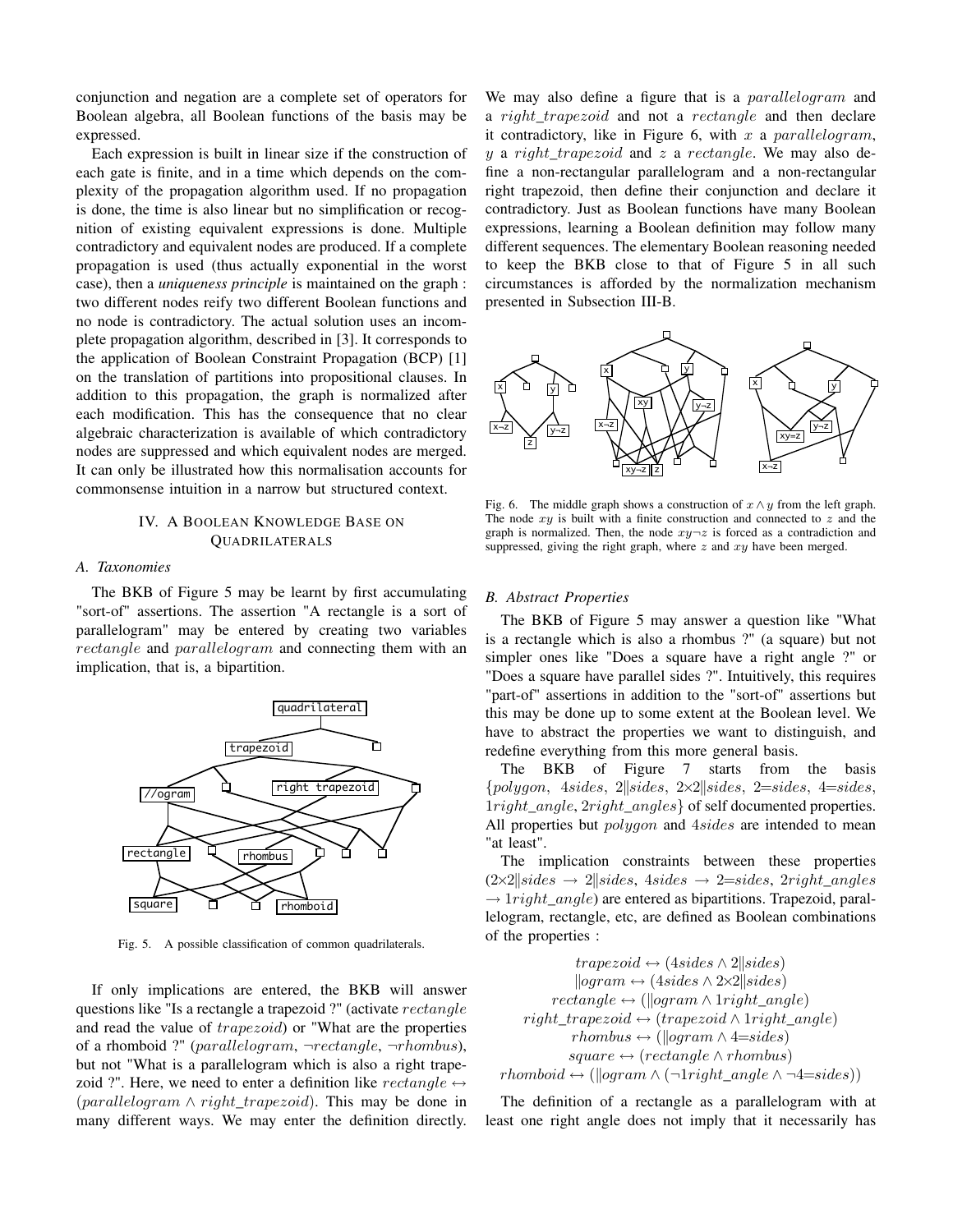conjunction and negation are a complete set of operators for Boolean algebra, all Boolean functions of the basis may be expressed.

Each expression is built in linear size if the construction of each gate is finite, and in a time which depends on the complexity of the propagation algorithm used. If no propagation is done, the time is also linear but no simplification or recognition of existing equivalent expressions is done. Multiple contradictory and equivalent nodes are produced. If a complete propagation is used (thus actually exponential in the worst case), then a *uniqueness principle* is maintained on the graph : two different nodes reify two different Boolean functions and no node is contradictory. The actual solution uses an incomplete propagation algorithm, described in [3]. It corresponds to the application of Boolean Constraint Propagation (BCP) [1] on the translation of partitions into propositional clauses. In addition to this propagation, the graph is normalized after each modification. This has the consequence that no clear algebraic characterization is available of which contradictory nodes are suppressed and which equivalent nodes are merged. It can only be illustrated how this normalisation accounts for commonsense intuition in a narrow but structured context.

## IV. A Boolean Knowledge Base on Quadrilaterals

### A. Taxonomies

The BKB of Figure 5 may be learnt by first accumulating "sort-of" assertions. The assertion "A rectangle is a sort of parallelogram" may be entered by creating two variables $rectangle$ and $parallelogram$ and connecting them with an implication, that is, a bipartition.

Fig. 5. A possible classification of common quadrilaterals.

If only implications are entered, the BKB will answer questions like "Is a rectangle a trapezoid ?" (activate $rectangle$ and read the value of $trapezoid$) or "What are the properties of a rhomboid ?" ($parallelogram$, $\neg rectangle$, $\neg rhombus$), but not "What is a parallelogram which is also a right trapezoid ?". Here, we need to enter a definition like $rectangle \leftrightarrow (parallelogram \wedge right\_trapezoid)$. This may be done in many different ways. We may enter the definition directly. We may also define a figure that is a $parallelogram$ and a $right\_trapezoid$ and not a $rectangle$ and then declare it contradictory, like in Figure 6, with $x$ a $parallelogram$, $y$ a $right\_trapezoid$ and $z$ a $rectangle$. We may also define a non-rectangular parallelogram and a non-rectangular right trapezoid, then define their conjunction and declare it contradictory. Just as Boolean functions have many Boolean expressions, learning a Boolean definition may follow many different sequences. The elementary Boolean reasoning needed to keep the BKB close to that of Figure 5 in all such circumstances is afforded by the normalization mechanism presented in Subsection III-B.

Fig. 6. The middle graph shows a construction of $x \wedge y$ from the left graph. The node $xy$ is built with a finite construction and connected to $z$ and the graph is normalized. Then, the node $xy\neg z$ is forced as a contradiction and suppressed, giving the right graph, where $z$ and $xy$ have been merged.

### B. Abstract Properties

The BKB of Figure 5 may answer a question like "What is a rectangle which is also a rhombus ?" (a square) but not simpler ones like "Does a square have a right angle ?" or "Does a square have parallel sides ?". Intuitively, this requires "part-of" assertions in addition to the "sort-of" assertions but this may be done up to some extent at the Boolean level. We have to abstract the properties we want to distinguish, and redefine everything from this more general basis.

The BKB of Figure 7 starts from the basis $\{polygon,\ 4sides,\ 2\|sides,\ 2{\times}2\|sides,\ 2{=}sides,\ 4{=}sides,\ 1right\_angle, 2right\_angles\}$ of self documented properties. All properties but $polygon$ and $4sides$ are intended to mean "at least".

The implication constraints between these properties ($2{\times}2\|sides \rightarrow 2\|sides$, $4sides \rightarrow 2{=}sides$, $2right\_angles \rightarrow 1right\_angle$) are entered as bipartitions. Trapezoid, parallelogram, rectangle, etc, are defined as Boolean combinations of the properties :

$$trapezoid \leftrightarrow (4sides \wedge 2\|sides)$$
$$\|ogram \leftrightarrow (4sides \wedge 2{\times}2\|sides)$$
$$rectangle \leftrightarrow (\|ogram \wedge 1right\_angle)$$
$$right\_trapezoid \leftrightarrow (trapezoid \wedge 1right\_angle)$$
$$rhombus \leftrightarrow (\|ogram \wedge 4{=}sides)$$
$$square \leftrightarrow (rectangle \wedge rhombus)$$
$$rhomboid \leftrightarrow (\|ogram \wedge (\neg 1right\_angle \wedge \neg 4{=}sides))$$

The definition of a rectangle as a parallelogram with at least one right angle does not imply that it necessarily has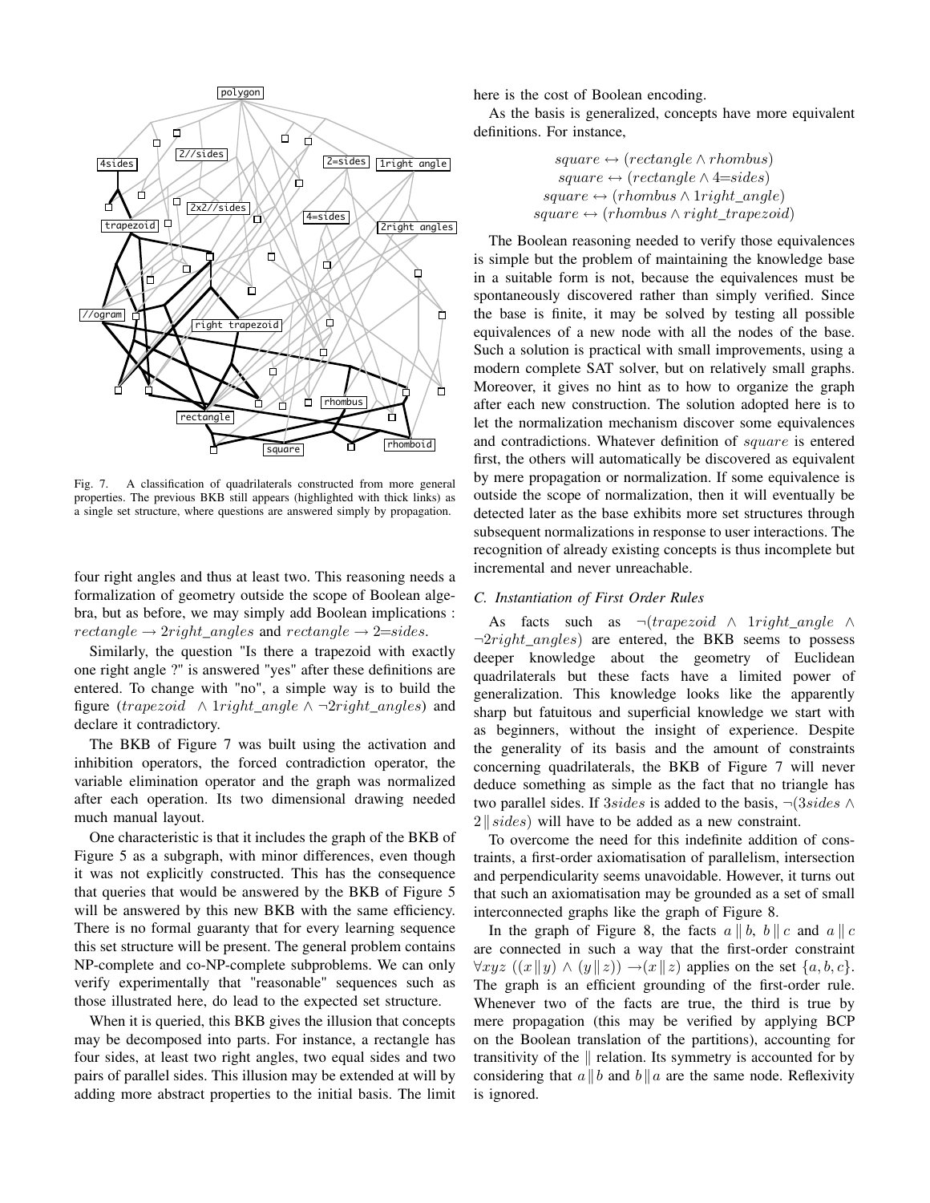Fig. 7. A classification of quadrilaterals constructed from more general properties. The previous BKB still appears (highlighted with thick links) as a single set structure, where questions are answered simply by propagation.

four right angles and thus at least two. This reasoning needs a formalization of geometry outside the scope of Boolean algebra, but as before, we may simply add Boolean implications : $rectangle \rightarrow 2right\_angles$ and $rectangle \rightarrow 2{=}sides$.

Similarly, the question "Is there a trapezoid with exactly one right angle ?" is answered "yes" after these definitions are entered. To change with "no", a simple way is to build the figure ($trapezoid \ \wedge 1right\_angle \wedge \neg 2right\_angles$) and declare it contradictory.

The BKB of Figure 7 was built using the activation and inhibition operators, the forced contradiction operator, the variable elimination operator and the graph was normalized after each operation. Its two dimensional drawing needed much manual layout.

One characteristic is that it includes the graph of the BKB of Figure 5 as a subgraph, with minor differences, even though it was not explicitly constructed. This has the consequence that queries that would be answered by the BKB of Figure 5 will be answered by this new BKB with the same efficiency. There is no formal guaranty that for every learning sequence this set structure will be present. The general problem contains NP-complete and co-NP-complete subproblems. We can only verify experimentally that "reasonable" sequences such as those illustrated here, do lead to the expected set structure.

When it is queried, this BKB gives the illusion that concepts may be decomposed into parts. For instance, a rectangle has four sides, at least two right angles, two equal sides and two pairs of parallel sides. This illusion may be extended at will by adding more abstract properties to the initial basis. The limit here is the cost of Boolean encoding.

As the basis is generalized, concepts have more equivalent definitions. For instance,

$$square \leftrightarrow (rectangle \wedge rhombus)$$
$$square \leftrightarrow (rectangle \wedge 4{=}sides)$$
$$square \leftrightarrow (rhombus \wedge 1right\_angle)$$
$$square \leftrightarrow (rhombus \wedge right\_trapezoid)$$

The Boolean reasoning needed to verify those equivalences is simple but the problem of maintaining the knowledge base in a suitable form is not, because the equivalences must be spontaneously discovered rather than simply verified. Since the base is finite, it may be solved by testing all possible equivalences of a new node with all the nodes of the base. Such a solution is practical with small improvements, using a modern complete SAT solver, but on relatively small graphs. Moreover, it gives no hint as to how to organize the graph after each new construction. The solution adopted here is to let the normalization mechanism discover some equivalences and contradictions. Whatever definition of $square$ is entered first, the others will automatically be discovered as equivalent by mere propagation or normalization. If some equivalence is outside the scope of normalization, then it will eventually be detected later as the base exhibits more set structures through subsequent normalizations in response to user interactions. The recognition of already existing concepts is thus incomplete but incremental and never unreachable.

### C. Instantiation of First Order Rules

As facts such as $\neg(trapezoid \wedge 1right\_angle \wedge \neg 2right\_angles)$ are entered, the BKB seems to possess deeper knowledge about the geometry of Euclidean quadrilaterals but these facts have a limited power of generalization. This knowledge looks like the apparently sharp but fatuitous and superficial knowledge we start with as beginners, without the insight of experience. Despite the generality of its basis and the amount of constraints concerning quadrilaterals, the BKB of Figure 7 will never deduce something as simple as the fact that no triangle has two parallel sides. If $3sides$ is added to the basis, $\neg(3sides \wedge 2\|sides)$ will have to be added as a new constraint.

To overcome the need for this indefinite addition of constraints, a first-order axiomatisation of parallelism, intersection and perpendicularity seems unavoidable. However, it turns out that such an axiomatisation may be grounded as a set of small interconnected graphs like the graph of Figure 8.

In the graph of Figure 8, the facts $a\|b$, $b\|c$ and $a\|c$ are connected in such a way that the first-order constraint $\forall xyz \ ((x\|y) \wedge (y\|z)) \rightarrow (x\|z)$ applies on the set $\{a, b, c\}$. The graph is an efficient grounding of the first-order rule. Whenever two of the facts are true, the third is true by mere propagation (this may be verified by applying BCP on the Boolean translation of the partitions), accounting for transitivity of the $\|$ relation. Its symmetry is accounted for by considering that $a\|b$ and $b\|a$ are the same node. Reflexivity is ignored.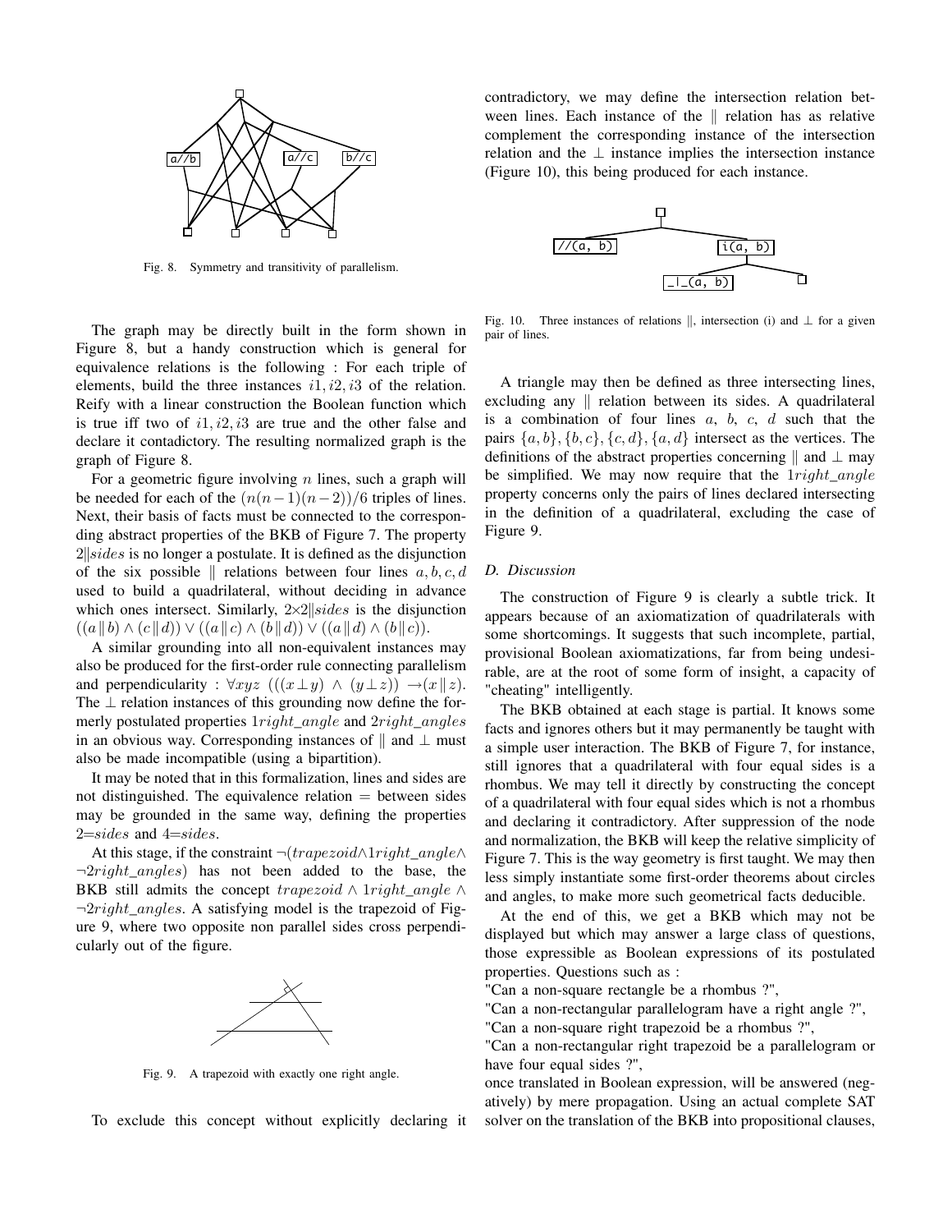Fig. 8. Symmetry and transitivity of parallelism.

The graph may be directly built in the form shown in Figure 8, but a handy construction which is general for equivalence relations is the following : For each triple of elements, build the three instances $i1, i2, i3$ of the relation. Reify with a linear construction the Boolean function which is true iff two of $i1, i2, i3$ are true and the other false and declare it contadictory. The resulting normalized graph is the graph of Figure 8.

For a geometric figure involving $n$ lines, such a graph will be needed for each of the $(n(n-1)(n-2))/6$ triples of lines. Next, their basis of facts must be connected to the corresponding abstract properties of the BKB of Figure 7. The property $2\|sides$ is no longer a postulate. It is defined as the disjunction of the six possible $\|$ relations between four lines $a, b, c, d$ used to build a quadrilateral, without deciding in advance which ones intersect. Similarly, $2{\times}2\|sides$ is the disjunction $((a \| b) \wedge (c \| d)) \vee ((a \| c) \wedge (b \| d)) \vee ((a \| d) \wedge (b \| c))$.

A similar grounding into all non-equivalent instances may also be produced for the first-order rule connecting parallelism and perpendicularity : $\forall xyz\ (((x \perp y) \wedge (y \perp z)) \rightarrow (x \| z)$. The $\perp$ relation instances of this grounding now define the formerly postulated properties $1right\_angle$ and $2right\_angles$ in an obvious way. Corresponding instances of $\|$ and $\perp$ must also be made incompatible (using a bipartition).

It may be noted that in this formalization, lines and sides are not distinguished. The equivalence relation $=$ between sides may be grounded in the same way, defining the properties $2{=}sides$ and $4{=}sides$.

At this stage, if the constraint $\neg(trapezoid \wedge 1right\_angle \wedge \neg 2right\_angles)$ has not been added to the base, the BKB still admits the concept $trapezoid \wedge 1right\_angle \wedge \neg 2right\_angles$. A satisfying model is the trapezoid of Figure 9, where two opposite non parallel sides cross perpendicularly out of the figure.

Fig. 9. A trapezoid with exactly one right angle.

To exclude this concept without explicitly declaring it contradictory, we may define the intersection relation between lines. Each instance of the $\|$ relation has as relative complement the corresponding instance of the intersection relation and the $\perp$ instance implies the intersection instance (Figure 10), this being produced for each instance.

Fig. 10. Three instances of relations $\|$, intersection (i) and $\perp$ for a given pair of lines.

A triangle may then be defined as three intersecting lines, excluding any $\|$ relation between its sides. A quadrilateral is a combination of four lines $a$, $b$, $c$, $d$ such that the pairs $\{a, b\}, \{b, c\}, \{c, d\}, \{a, d\}$ intersect as the vertices. The definitions of the abstract properties concerning $\|$ and $\perp$ may be simplified. We may now require that the $1right\_angle$ property concerns only the pairs of lines declared intersecting in the definition of a quadrilateral, excluding the case of Figure 9.

### D. Discussion

The construction of Figure 9 is clearly a subtle trick. It appears because of an axiomatization of quadrilaterals with some shortcomings. It suggests that such incomplete, partial, provisional Boolean axiomatizations, far from being undesirable, are at the root of some form of insight, a capacity of "cheating" intelligently.

The BKB obtained at each stage is partial. It knows some facts and ignores others but it may permanently be taught with a simple user interaction. The BKB of Figure 7, for instance, still ignores that a quadrilateral with four equal sides is a rhombus. We may tell it directly by constructing the concept of a quadrilateral with four equal sides which is not a rhombus and declaring it contradictory. After suppression of the node and normalization, the BKB will keep the relative simplicity of Figure 7. This is the way geometry is first taught. We may then less simply instantiate some first-order theorems about circles and angles, to make more such geometrical facts deducible.

At the end of this, we get a BKB which may not be displayed but which may answer a large class of questions, those expressible as Boolean expressions of its postulated properties. Questions such as :

"Can a non-square rectangle be a rhombus ?",
"Can a non-rectangular parallelogram have a right angle ?",
"Can a non-square right trapezoid be a rhombus ?",
"Can a non-rectangular right trapezoid be a parallelogram or have four equal sides ?",

once translated in Boolean expression, will be answered (negatively) by mere propagation. Using an actual complete SAT solver on the translation of the BKB into propositional clauses,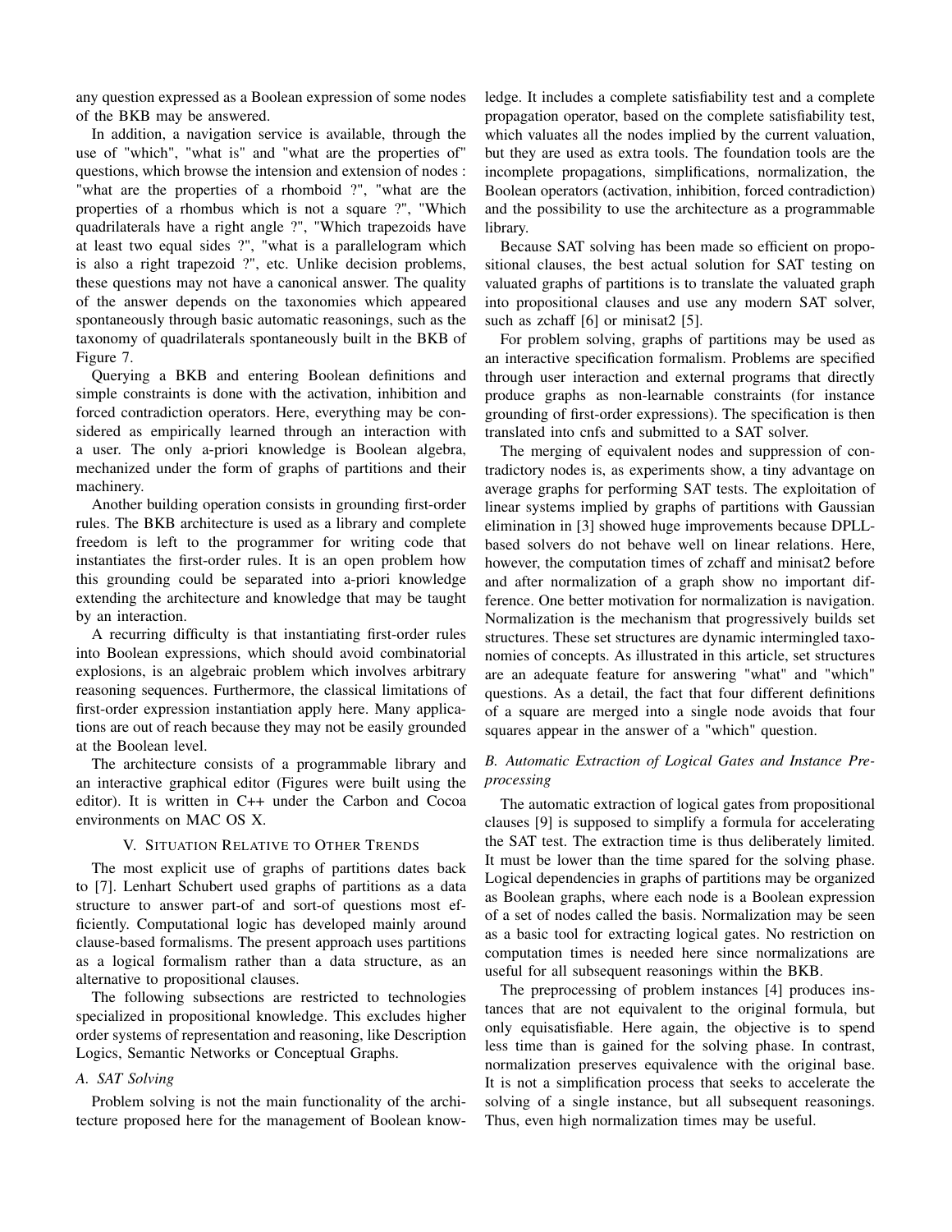any question expressed as a Boolean expression of some nodes of the BKB may be answered.

In addition, a navigation service is available, through the use of "which", "what is" and "what are the properties of" questions, which browse the intension and extension of nodes : "what are the properties of a rhomboid ?", "what are the properties of a rhombus which is not a square ?", "Which quadrilaterals have a right angle ?", "Which trapezoids have at least two equal sides ?", "what is a parallelogram which is also a right trapezoid ?", etc. Unlike decision problems, these questions may not have a canonical answer. The quality of the answer depends on the taxonomies which appeared spontaneously through basic automatic reasonings, such as the taxonomy of quadrilaterals spontaneously built in the BKB of Figure 7.

Querying a BKB and entering Boolean definitions and simple constraints is done with the activation, inhibition and forced contradiction operators. Here, everything may be considered as empirically learned through an interaction with a user. The only a-priori knowledge is Boolean algebra, mechanized under the form of graphs of partitions and their machinery.

Another building operation consists in grounding first-order rules. The BKB architecture is used as a library and complete freedom is left to the programmer for writing code that instantiates the first-order rules. It is an open problem how this grounding could be separated into a-priori knowledge extending the architecture and knowledge that may be taught by an interaction.

A recurring difficulty is that instantiating first-order rules into Boolean expressions, which should avoid combinatorial explosions, is an algebraic problem which involves arbitrary reasoning sequences. Furthermore, the classical limitations of first-order expression instantiation apply here. Many applications are out of reach because they may not be easily grounded at the Boolean level.

The architecture consists of a programmable library and an interactive graphical editor (Figures were built using the editor). It is written in C++ under the Carbon and Cocoa environments on MAC OS X.

## V. Situation Relative to Other Trends

The most explicit use of graphs of partitions dates back to [7]. Lenhart Schubert used graphs of partitions as a data structure to answer part-of and sort-of questions most efficiently. Computational logic has developed mainly around clause-based formalisms. The present approach uses partitions as a logical formalism rather than a data structure, as an alternative to propositional clauses.

The following subsections are restricted to technologies specialized in propositional knowledge. This excludes higher order systems of representation and reasoning, like Description Logics, Semantic Networks or Conceptual Graphs.

### A. SAT Solving

Problem solving is not the main functionality of the architecture proposed here for the management of Boolean knowledge. It includes a complete satisfiability test and a complete propagation operator, based on the complete satisfiability test, which valuates all the nodes implied by the current valuation, but they are used as extra tools. The foundation tools are the incomplete propagations, simplifications, normalization, the Boolean operators (activation, inhibition, forced contradiction) and the possibility to use the architecture as a programmable library.

Because SAT solving has been made so efficient on propositional clauses, the best actual solution for SAT testing on valuated graphs of partitions is to translate the valuated graph into propositional clauses and use any modern SAT solver, such as zchaff [6] or minisat2 [5].

For problem solving, graphs of partitions may be used as an interactive specification formalism. Problems are specified through user interaction and external programs that directly produce graphs as non-learnable constraints (for instance grounding of first-order expressions). The specification is then translated into cnfs and submitted to a SAT solver.

The merging of equivalent nodes and suppression of contradictory nodes is, as experiments show, a tiny advantage on average graphs for performing SAT tests. The exploitation of linear systems implied by graphs of partitions with Gaussian elimination in [3] showed huge improvements because DPLL-based solvers do not behave well on linear relations. Here, however, the computation times of zchaff and minisat2 before and after normalization of a graph show no important difference. One better motivation for normalization is navigation. Normalization is the mechanism that progressively builds set structures. These set structures are dynamic intermingled taxonomies of concepts. As illustrated in this article, set structures are an adequate feature for answering "what" and "which" questions. As a detail, the fact that four different definitions of a square are merged into a single node avoids that four squares appear in the answer of a "which" question.

### B. Automatic Extraction of Logical Gates and Instance Preprocessing

The automatic extraction of logical gates from propositional clauses [9] is supposed to simplify a formula for accelerating the SAT test. The extraction time is thus deliberately limited. It must be lower than the time spared for the solving phase. Logical dependencies in graphs of partitions may be organized as Boolean graphs, where each node is a Boolean expression of a set of nodes called the basis. Normalization may be seen as a basic tool for extracting logical gates. No restriction on computation times is needed here since normalizations are useful for all subsequent reasonings within the BKB.

The preprocessing of problem instances [4] produces instances that are not equivalent to the original formula, but only equisatisfiable. Here again, the objective is to spend less time than is gained for the solving phase. In contrast, normalization preserves equivalence with the original base. It is not a simplification process that seeks to accelerate the solving of a single instance, but all subsequent reasonings. Thus, even high normalization times may be useful.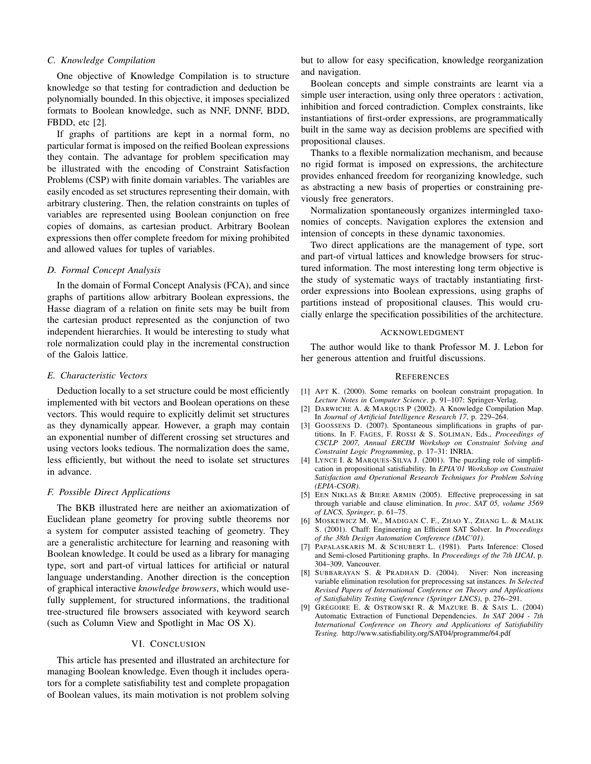### C. Knowledge Compilation

One objective of Knowledge Compilation is to structure knowledge so that testing for contradiction and deduction be polynomially bounded. In this objective, it imposes specialized formats to Boolean knowledge, such as NNF, DNNF, BDD, FBDD, etc [2].

If graphs of partitions are kept in a normal form, no particular format is imposed on the reified Boolean expressions they contain. The advantage for problem specification may be illustrated with the encoding of Constraint Satisfaction Problems (CSP) with finite domain variables. The variables are easily encoded as set structures representing their domain, with arbitrary clustering. Then, the relation constraints on tuples of variables are represented using Boolean conjunction on free copies of domains, as cartesian product. Arbitrary Boolean expressions then offer complete freedom for mixing prohibited and allowed values for tuples of variables.

### D. Formal Concept Analysis

In the domain of Formal Concept Analysis (FCA), and since graphs of partitions allow arbitrary Boolean expressions, the Hasse diagram of a relation on finite sets may be built from the cartesian product represented as the conjunction of two independent hierarchies. It would be interesting to study what role normalization could play in the incremental construction of the Galois lattice.

### E. Characteristic Vectors

Deduction locally to a set structure could be most efficiently implemented with bit vectors and Boolean operations on these vectors. This would require to explicitly delimit set structures as they dynamically appear. However, a graph may contain an exponential number of different crossing set structures and using vectors looks tedious. The normalization does the same, less efficiently, but without the need to isolate set structures in advance.

### F. Possible Direct Applications

The BKB illustrated here are neither an axiomatization of Euclidean plane geometry for proving subtle theorems nor a system for computer assisted teaching of geometry. They are a generalistic architecture for learning and reasoning with Boolean knowledge. It could be used as a library for managing type, sort and part-of virtual lattices for artificial or natural language understanding. Another direction is the conception of graphical interactive *knowledge browsers*, which would usefully supplement, for structured informations, the traditional tree-structured file browsers associated with keyword search (such as Column View and Spotlight in Mac OS X).

## VI. Conclusion

This article has presented and illustrated an architecture for managing Boolean knowledge. Even though it includes operators for a complete satisfiability test and complete propagation of Boolean values, its main motivation is not problem solving but to allow for easy specification, knowledge reorganization and navigation.

Boolean concepts and simple constraints are learnt via a simple user interaction, using only three operators : activation, inhibition and forced contradiction. Complex constraints, like instantiations of first-order expressions, are programmatically built in the same way as decision problems are specified with propositional clauses.

Thanks to a flexible normalization mechanism, and because no rigid format is imposed on expressions, the architecture provides enhanced freedom for reorganizing knowledge, such as abstracting a new basis of properties or constraining previously free generators.

Normalization spontaneously organizes intermingled taxonomies of concepts. Navigation explores the extension and intension of concepts in these dynamic taxonomies.

Two direct applications are the management of type, sort and part-of virtual lattices and knowledge browsers for structured information. The most interesting long term objective is the study of systematic ways of tractably instantiating first-order expressions into Boolean expressions, using graphs of partitions instead of propositional clauses. This would crucially enlarge the specification possibilities of the architecture.

## Acknowledgment

The author would like to thank Professor M. J. Lebon for her generous attention and fruitful discussions.

## References

[1] Apt K. (2000). Some remarks on boolean constraint propagation. In *Lecture Notes in Computer Science*, p. 91–107: Springer-Verlag.

[2] Darwiche A. & Marquis P (2002). A Knowledge Compilation Map. In *Journal of Artificial Intelligence Research 17*, p. 229–264.

[3] Goossens D. (2007). Spontaneous simplifications in graphs of partitions. In F. Fages, F. Rossi & S. Soliman, Eds., *Proceedings of CSCLP 2007, Annual ERCIM Workshop on Constraint Solving and Constraint Logic Programming*, p. 17–31: INRIA.

[4] Lynce I. & Marques-Silva J. (2001). The puzzling role of simplification in propositional satisfiability. In *EPIA'01 Workshop on Constraint Satisfaction and Operational Research Techniques for Problem Solving (EPIA-CSOR)*.

[5] Een Niklas & Biere Armin (2005). Effective preprocessing in sat through variable and clause elimination. In *proc. SAT 05, volume 3569 of LNCS, Springer*, p. 61–75.

[6] Moskewicz M. W., Madigan C. F., Zhao Y., Zhang L. & Malik S. (2001). Chaff: Engineering an Efficient SAT Solver. In *Proceedings of the 38th Design Automation Conference (DAC'01)*.

[7] Papalaskaris M. & Schubert L. (1981). Parts Inference: Closed and Semi-closed Partitioning graphs. In *Proceedings of the 7th IJCAI*, p. 304–309, Vancouver.

[8] Subbarayan S. & Pradhan D. (2004). Niver: Non increasing variable elimination resolution for preprocessing sat instances. *In Selected Revised Papers of International Conference on Theory and Applications of Satisfiability Testing Conference (Springer LNCS)*, p. 276–291.

[9] Grégoire E. & Ostrowski R. & Mazure B. & Sais L. (2004) Automatic Extraction of Functional Dependencies. *In SAT 2004 - 7th International Conference on Theory and Applications of Satisfiability Testing.* http://www.satisfiability.org/SAT04/programme/64.pdf